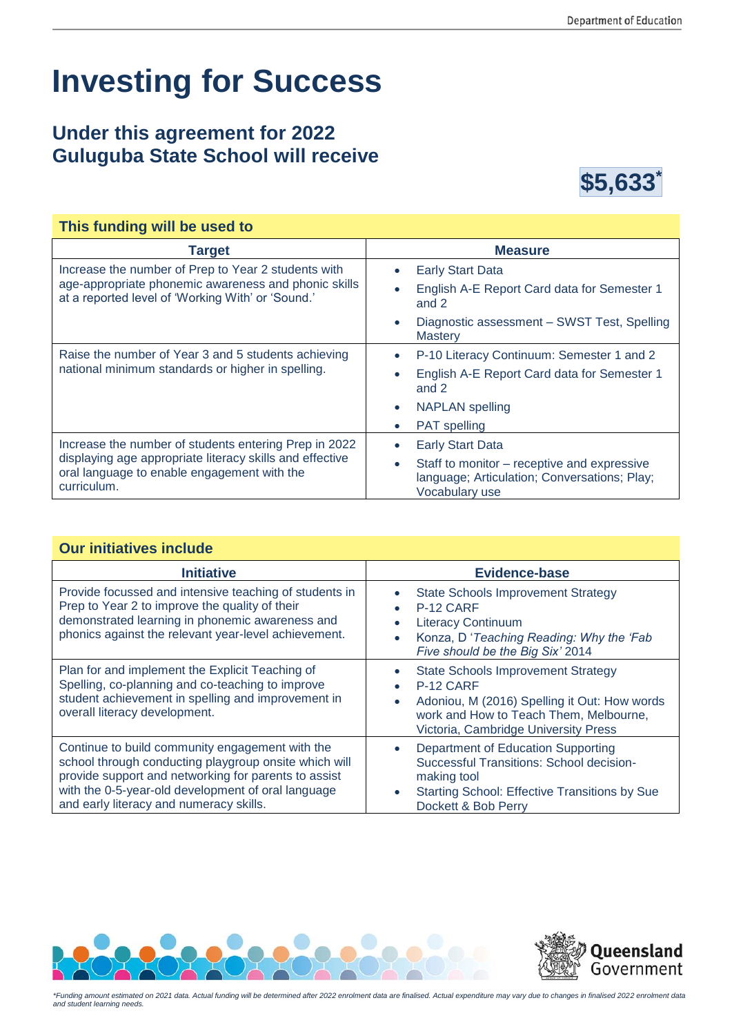# Investing for Success

## Under this agreement for 2022 Guluguba State School will receive

**$5,633***

### This funding will be used to

| Target | Measure |
|---|---|
| Increase the number of Prep to Year 2 students with age-appropriate phonemic awareness and phonic skills at a reported level of 'Working With' or 'Sound.' | • Early Start Data<br>• English A-E Report Card data for Semester 1 and 2<br>• Diagnostic assessment – SWST Test, Spelling Mastery |
| Raise the number of Year 3 and 5 students achieving national minimum standards or higher in spelling. | • P-10 Literacy Continuum: Semester 1 and 2<br>• English A-E Report Card data for Semester 1 and 2<br>• NAPLAN spelling<br>• PAT spelling |
| Increase the number of students entering Prep in 2022 displaying age appropriate literacy skills and effective oral language to enable engagement with the curriculum. | • Early Start Data<br>• Staff to monitor – receptive and expressive language; Articulation; Conversations; Play; Vocabulary use |

### Our initiatives include

| Initiative | Evidence-base |
|---|---|
| Provide focussed and intensive teaching of students in Prep to Year 2 to improve the quality of their demonstrated learning in phonemic awareness and phonics against the relevant year-level achievement. | • State Schools Improvement Strategy<br>• P-12 CARF<br>• Literacy Continuum<br>• Konza, D '*Teaching Reading: Why the 'Fab Five should be the Big Six'* 2014 |
| Plan for and implement the Explicit Teaching of Spelling, co-planning and co-teaching to improve student achievement in spelling and improvement in overall literacy development. | • State Schools Improvement Strategy<br>• P-12 CARF<br>• Adoniou, M (2016) Spelling it Out: How words work and How to Teach Them, Melbourne, Victoria, Cambridge University Press |
| Continue to build community engagement with the school through conducting playgroup onsite which will provide support and networking for parents to assist with the 0-5-year-old development of oral language and early literacy and numeracy skills. | • Department of Education Supporting Successful Transitions: School decision-making tool<br>• Starting School: Effective Transitions by Sue Dockett & Bob Perry |

*\*Funding amount estimated on 2021 data. Actual funding will be determined after 2022 enrolment data are finalised. Actual expenditure may vary due to changes in finalised 2022 enrolment data and student learning needs.*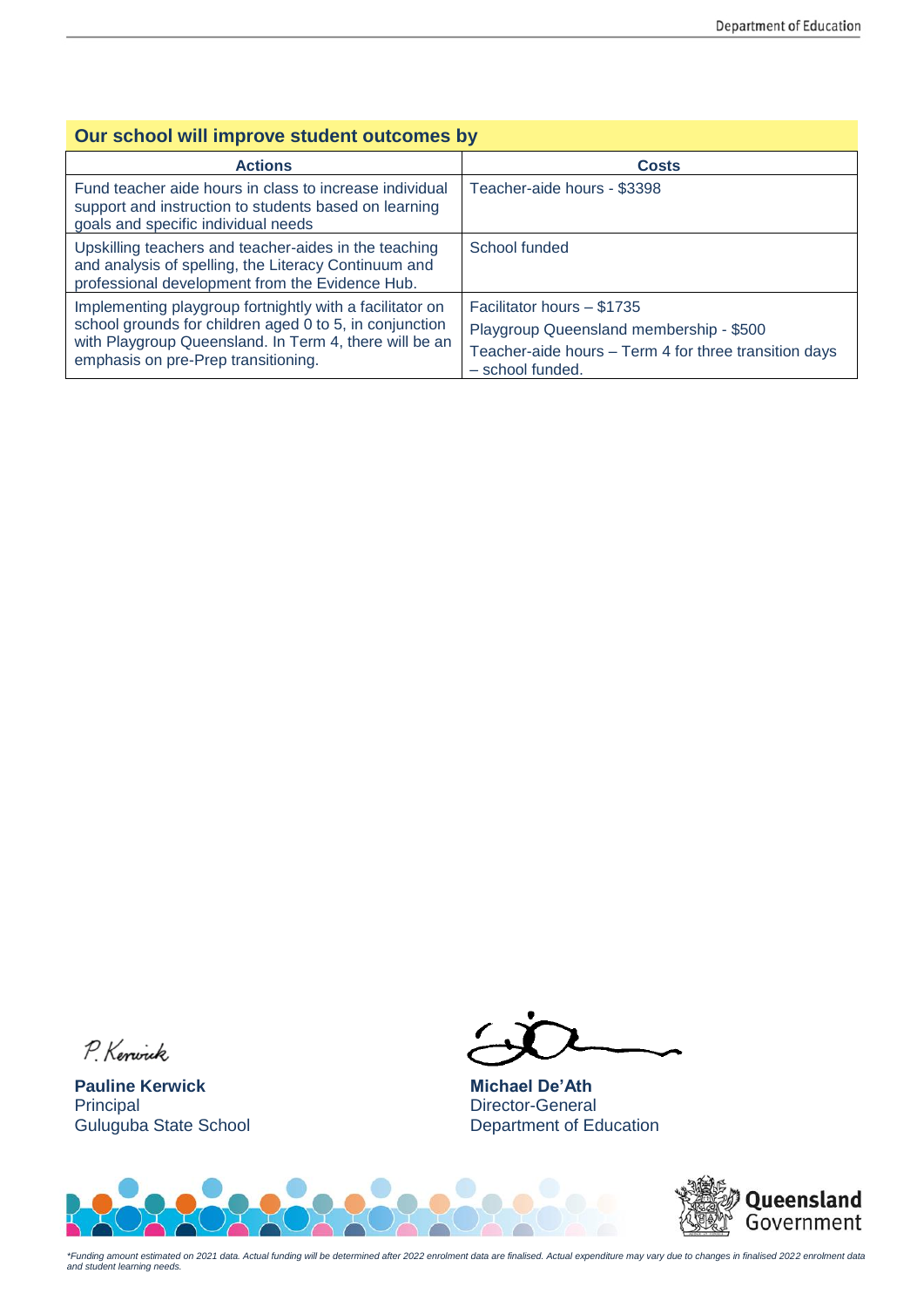## Our school will improve student outcomes by

| Actions | Costs |
| --- | --- |
| Fund teacher aide hours in class to increase individual support and instruction to students based on learning goals and specific individual needs | Teacher-aide hours - $3398 |
| Upskilling teachers and teacher-aides in the teaching and analysis of spelling, the Literacy Continuum and professional development from the Evidence Hub. | School funded |
| Implementing playgroup fortnightly with a facilitator on school grounds for children aged 0 to 5, in conjunction with Playgroup Queensland. In Term 4, there will be an emphasis on pre-Prep transitioning. | Facilitator hours – $1735<br>Playgroup Queensland membership - $500<br>Teacher-aide hours – Term 4 for three transition days – school funded. |

P. Kerwick

**Pauline Kerwick**
Principal
Guluguba State School

**Michael De'Ath**
Director-General
Department of Education

*\*Funding amount estimated on 2021 data. Actual funding will be determined after 2022 enrolment data are finalised. Actual expenditure may vary due to changes in finalised 2022 enrolment data and student learning needs.*